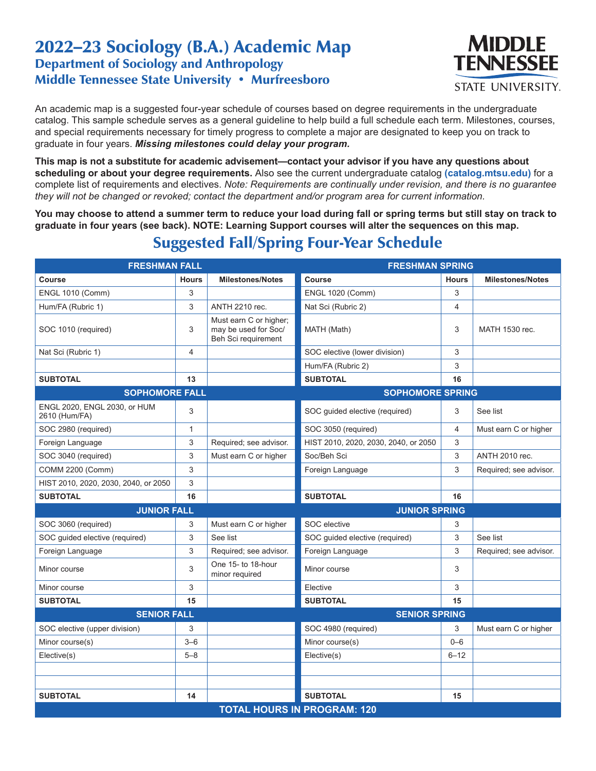# 2022–23 Sociology (B.A.) Academic Map

## Department of Sociology and Anthropology

## Middle Tennessee State University • Murfreesboro

MIDDLE TENNESSEE STATE UNIVERSITY.

An academic map is a suggested four-year schedule of courses based on degree requirements in the undergraduate catalog. This sample schedule serves as a general guideline to help build a full schedule each term. Milestones, courses, and special requirements necessary for timely progress to complete a major are designated to keep you on track to graduate in four years. ***Missing milestones could delay your program.***

**This map is not a substitute for academic advisement—contact your advisor if you have any questions about scheduling or about your degree requirements.** Also see the current undergraduate catalog **(catalog.mtsu.edu)** for a complete list of requirements and electives. *Note: Requirements are continually under revision, and there is no guarantee they will not be changed or revoked; contact the department and/or program area for current information.*

**You may choose to attend a summer term to reduce your load during fall or spring terms but still stay on track to graduate in four years (see back). NOTE: Learning Support courses will alter the sequences on this map.**

## Suggested Fall/Spring Four-Year Schedule

| FRESHMAN FALL | | | FRESHMAN SPRING | | |
|---|---|---|---|---|---|
| **Course** | **Hours** | **Milestones/Notes** | **Course** | **Hours** | **Milestones/Notes** |
| ENGL 1010 (Comm) | 3 | | ENGL 1020 (Comm) | 3 | |
| Hum/FA (Rubric 1) | 3 | ANTH 2210 rec. | Nat Sci (Rubric 2) | 4 | |
| SOC 1010 (required) | 3 | Must earn C or higher; may be used for Soc/Beh Sci requirement | MATH (Math) | 3 | MATH 1530 rec. |
| Nat Sci (Rubric 1) | 4 | | SOC elective (lower division) | 3 | |
| | | | Hum/FA (Rubric 2) | 3 | |
| **SUBTOTAL** | **13** | | **SUBTOTAL** | **16** | |
| **SOPHOMORE FALL** | | | **SOPHOMORE SPRING** | | |
| ENGL 2020, ENGL 2030, or HUM 2610 (Hum/FA) | 3 | | SOC guided elective (required) | 3 | See list |
| SOC 2980 (required) | 1 | | SOC 3050 (required) | 4 | Must earn C or higher |
| Foreign Language | 3 | Required; see advisor. | HIST 2010, 2020, 2030, 2040, or 2050 | 3 | |
| SOC 3040 (required) | 3 | Must earn C or higher | Soc/Beh Sci | 3 | ANTH 2010 rec. |
| COMM 2200 (Comm) | 3 | | Foreign Language | 3 | Required; see advisor. |
| HIST 2010, 2020, 2030, 2040, or 2050 | 3 | | | | |
| **SUBTOTAL** | **16** | | **SUBTOTAL** | **16** | |
| **JUNIOR FALL** | | | **JUNIOR SPRING** | | |
| SOC 3060 (required) | 3 | Must earn C or higher | SOC elective | 3 | |
| SOC guided elective (required) | 3 | See list | SOC guided elective (required) | 3 | See list |
| Foreign Language | 3 | Required; see advisor. | Foreign Language | 3 | Required; see advisor. |
| Minor course | 3 | One 15- to 18-hour minor required | Minor course | 3 | |
| Minor course | 3 | | Elective | 3 | |
| **SUBTOTAL** | **15** | | **SUBTOTAL** | **15** | |
| **SENIOR FALL** | | | **SENIOR SPRING** | | |
| SOC elective (upper division) | 3 | | SOC 4980 (required) | 3 | Must earn C or higher |
| Minor course(s) | 3–6 | | Minor course(s) | 0–6 | |
| Elective(s) | 5–8 | | Elective(s) | 6–12 | |
| | | | | | |
| | | | | | |
| **SUBTOTAL** | **14** | | **SUBTOTAL** | **15** | |
| **TOTAL HOURS IN PROGRAM: 120** | | | | | |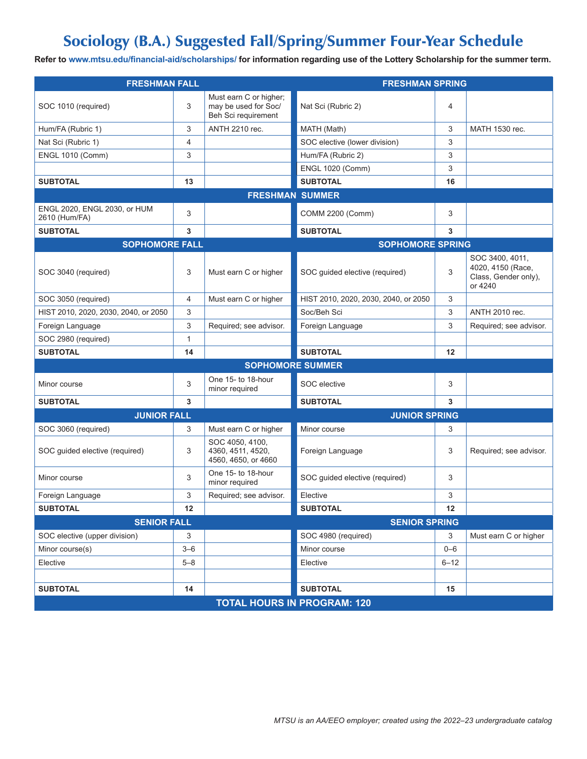# Sociology (B.A.) Suggested Fall/Spring/Summer Four-Year Schedule

**Refer to www.mtsu.edu/financial-aid/scholarships/ for information regarding use of the Lottery Scholarship for the summer term.**

| FRESHMAN FALL | | | FRESHMAN SPRING | | |
|---|---|---|---|---|---|
| SOC 1010 (required) | 3 | Must earn C or higher; may be used for Soc/Beh Sci requirement | Nat Sci (Rubric 2) | 4 | |
| Hum/FA (Rubric 1) | 3 | ANTH 2210 rec. | MATH (Math) | 3 | MATH 1530 rec. |
| Nat Sci (Rubric 1) | 4 | | SOC elective (lower division) | 3 | |
| ENGL 1010 (Comm) | 3 | | Hum/FA (Rubric 2) | 3 | |
| | | | ENGL 1020 (Comm) | 3 | |
| **SUBTOTAL** | **13** | | **SUBTOTAL** | **16** | |
| **FRESHMAN SUMMER** | | | | | |
| ENGL 2020, ENGL 2030, or HUM 2610 (Hum/FA) | 3 | | COMM 2200 (Comm) | 3 | |
| **SUBTOTAL** | **3** | | **SUBTOTAL** | **3** | |
| **SOPHOMORE FALL** | | | **SOPHOMORE SPRING** | | |
| SOC 3040 (required) | 3 | Must earn C or higher | SOC guided elective (required) | 3 | SOC 3400, 4011, 4020, 4150 (Race, Class, Gender only), or 4240 |
| SOC 3050 (required) | 4 | Must earn C or higher | HIST 2010, 2020, 2030, 2040, or 2050 | 3 | |
| HIST 2010, 2020, 2030, 2040, or 2050 | 3 | | Soc/Beh Sci | 3 | ANTH 2010 rec. |
| Foreign Language | 3 | Required; see advisor. | Foreign Language | 3 | Required; see advisor. |
| SOC 2980 (required) | 1 | | | | |
| **SUBTOTAL** | **14** | | **SUBTOTAL** | **12** | |
| **SOPHOMORE SUMMER** | | | | | |
| Minor course | 3 | One 15- to 18-hour minor required | SOC elective | 3 | |
| **SUBTOTAL** | **3** | | **SUBTOTAL** | **3** | |
| **JUNIOR FALL** | | | **JUNIOR SPRING** | | |
| SOC 3060 (required) | 3 | Must earn C or higher | Minor course | 3 | |
| SOC guided elective (required) | 3 | SOC 4050, 4100, 4360, 4511, 4520, 4560, 4650, or 4660 | Foreign Language | 3 | Required; see advisor. |
| Minor course | 3 | One 15- to 18-hour minor required | SOC guided elective (required) | 3 | |
| Foreign Language | 3 | Required; see advisor. | Elective | 3 | |
| **SUBTOTAL** | **12** | | **SUBTOTAL** | **12** | |
| **SENIOR FALL** | | | **SENIOR SPRING** | | |
| SOC elective (upper division) | 3 | | SOC 4980 (required) | 3 | Must earn C or higher |
| Minor course(s) | 3–6 | | Minor course | 0–6 | |
| Elective | 5–8 | | Elective | 6–12 | |
| | | | | | |
| **SUBTOTAL** | **14** | | **SUBTOTAL** | **15** | |
| **TOTAL HOURS IN PROGRAM: 120** | | | | | |

*MTSU is an AA/EEO employer; created using the 2022–23 undergraduate catalog*